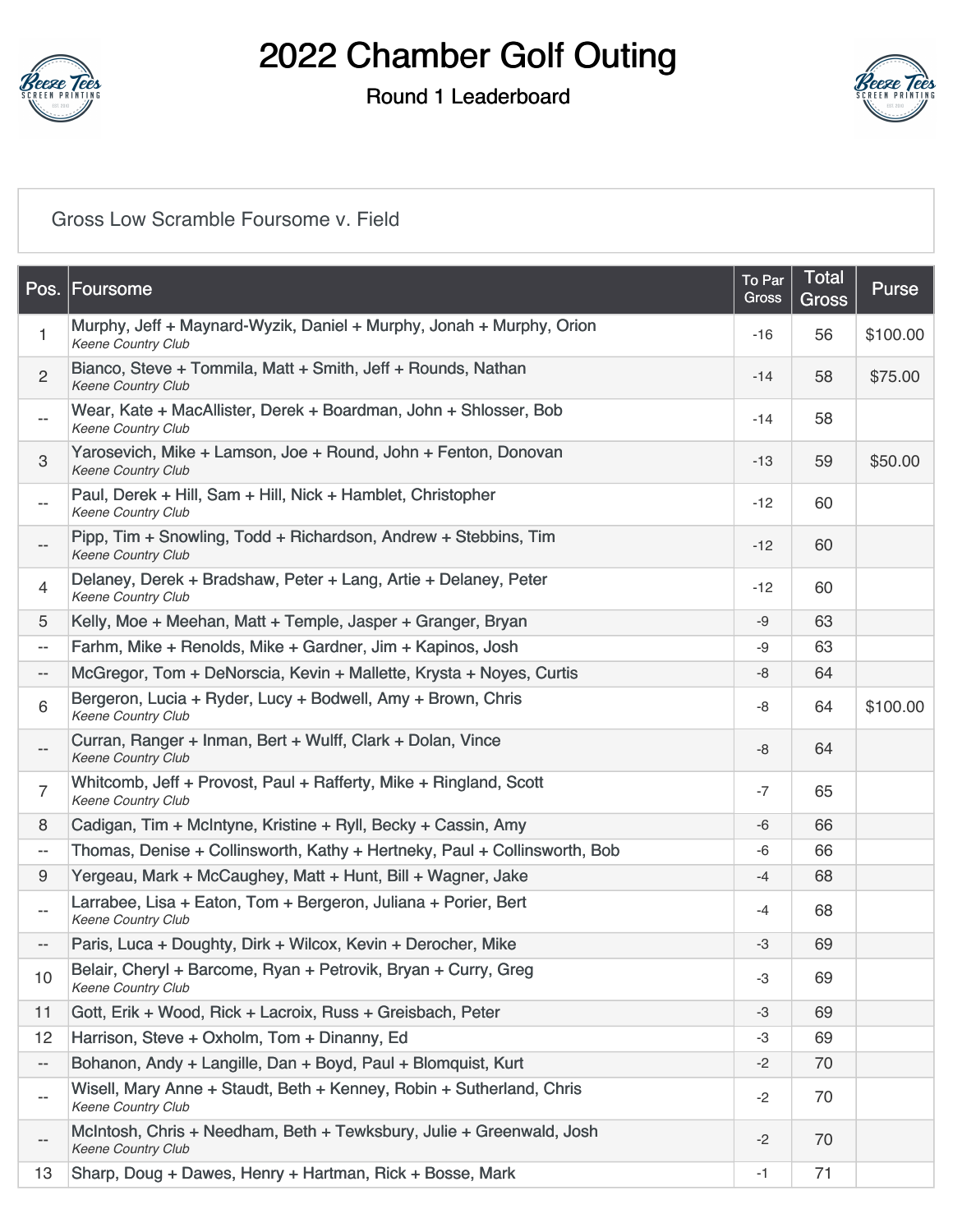# 2022 Chamber Golf Outing

## Round 1 Leaderboard

Gross Low Scramble Foursome v. Field

| Pos. | Foursome | To Par Gross | Total Gross | Purse |
|---|---|---|---|---|
| 1 | Murphy, Jeff + Maynard-Wyzik, Daniel + Murphy, Jonah + Murphy, Orion<br>*Keene Country Club* | -16 | 56 | $100.00 |
| 2 | Bianco, Steve + Tommila, Matt + Smith, Jeff + Rounds, Nathan<br>*Keene Country Club* | -14 | 58 | $75.00 |
| -- | Wear, Kate + MacAllister, Derek + Boardman, John + Shlosser, Bob<br>*Keene Country Club* | -14 | 58 | |
| 3 | Yarosevich, Mike + Lamson, Joe + Round, John + Fenton, Donovan<br>*Keene Country Club* | -13 | 59 | $50.00 |
| -- | Paul, Derek + Hill, Sam + Hill, Nick + Hamblet, Christopher<br>*Keene Country Club* | -12 | 60 | |
| -- | Pipp, Tim + Snowling, Todd + Richardson, Andrew + Stebbins, Tim<br>*Keene Country Club* | -12 | 60 | |
| 4 | Delaney, Derek + Bradshaw, Peter + Lang, Artie + Delaney, Peter<br>*Keene Country Club* | -12 | 60 | |
| 5 | Kelly, Moe + Meehan, Matt + Temple, Jasper + Granger, Bryan | -9 | 63 | |
| -- | Farhm, Mike + Renolds, Mike + Gardner, Jim + Kapinos, Josh | -9 | 63 | |
| -- | McGregor, Tom + DeNorscia, Kevin + Mallette, Krysta + Noyes, Curtis | -8 | 64 | |
| 6 | Bergeron, Lucia + Ryder, Lucy + Bodwell, Amy + Brown, Chris<br>*Keene Country Club* | -8 | 64 | $100.00 |
| -- | Curran, Ranger + Inman, Bert + Wulff, Clark + Dolan, Vince<br>*Keene Country Club* | -8 | 64 | |
| 7 | Whitcomb, Jeff + Provost, Paul + Rafferty, Mike + Ringland, Scott<br>*Keene Country Club* | -7 | 65 | |
| 8 | Cadigan, Tim + McIntyne, Kristine + Ryll, Becky + Cassin, Amy | -6 | 66 | |
| -- | Thomas, Denise + Collinsworth, Kathy + Hertneky, Paul + Collinsworth, Bob | -6 | 66 | |
| 9 | Yergeau, Mark + McCaughey, Matt + Hunt, Bill + Wagner, Jake | -4 | 68 | |
| -- | Larrabee, Lisa + Eaton, Tom + Bergeron, Juliana + Porier, Bert<br>*Keene Country Club* | -4 | 68 | |
| -- | Paris, Luca + Doughty, Dirk + Wilcox, Kevin + Derocher, Mike | -3 | 69 | |
| 10 | Belair, Cheryl + Barcome, Ryan + Petrovik, Bryan + Curry, Greg<br>*Keene Country Club* | -3 | 69 | |
| 11 | Gott, Erik + Wood, Rick + Lacroix, Russ + Greisbach, Peter | -3 | 69 | |
| 12 | Harrison, Steve + Oxholm, Tom + Dinanny, Ed | -3 | 69 | |
| -- | Bohanon, Andy + Langille, Dan + Boyd, Paul + Blomquist, Kurt | -2 | 70 | |
| -- | Wisell, Mary Anne + Staudt, Beth + Kenney, Robin + Sutherland, Chris<br>*Keene Country Club* | -2 | 70 | |
| -- | McIntosh, Chris + Needham, Beth + Tewksbury, Julie + Greenwald, Josh<br>*Keene Country Club* | -2 | 70 | |
| 13 | Sharp, Doug + Dawes, Henry + Hartman, Rick + Bosse, Mark | -1 | 71 | |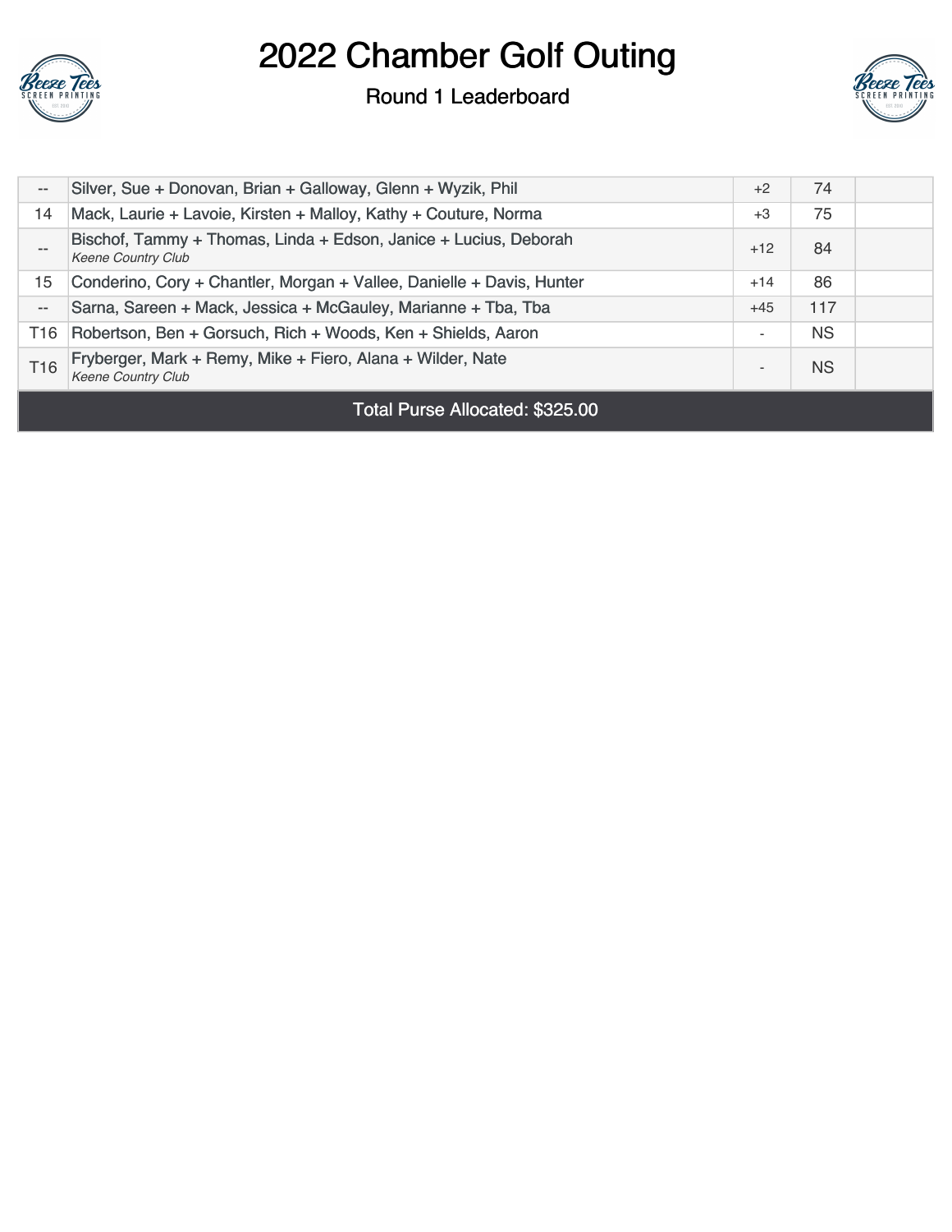# 2022 Chamber Golf Outing

## Round 1 Leaderboard

| | | | | |
|---|---|---|---|---|
| -- | Silver, Sue + Donovan, Brian + Galloway, Glenn + Wyzik, Phil | +2 | 74 | |
| 14 | Mack, Laurie + Lavoie, Kirsten + Malloy, Kathy + Couture, Norma | +3 | 75 | |
| -- | Bischof, Tammy + Thomas, Linda + Edson, Janice + Lucius, Deborah *Keene Country Club* | +12 | 84 | |
| 15 | Conderino, Cory + Chantler, Morgan + Vallee, Danielle + Davis, Hunter | +14 | 86 | |
| -- | Sarna, Sareen + Mack, Jessica + McGauley, Marianne + Tba, Tba | +45 | 117 | |
| T16 | Robertson, Ben + Gorsuch, Rich + Woods, Ken + Shields, Aaron | - | NS | |
| T16 | Fryberger, Mark + Remy, Mike + Fiero, Alana + Wilder, Nate *Keene Country Club* | - | NS | |

Total Purse Allocated: $325.00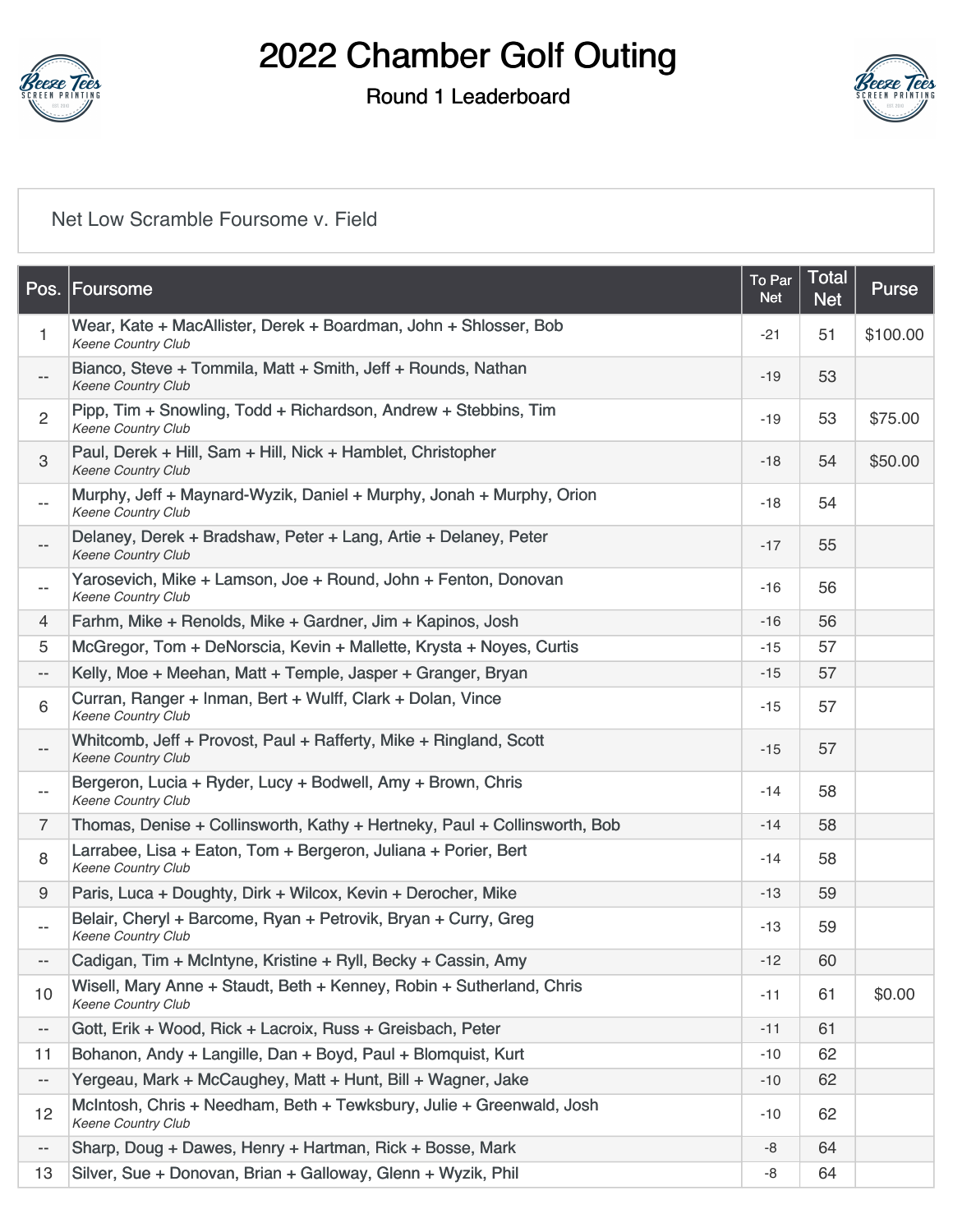# 2022 Chamber Golf Outing

## Round 1 Leaderboard

Net Low Scramble Foursome v. Field

| Pos. | Foursome | To Par Net | Total Net | Purse |
|---|---|---|---|---|
| 1 | Wear, Kate + MacAllister, Derek + Boardman, John + Shlosser, Bob<br>*Keene Country Club* | -21 | 51 | $100.00 |
| -- | Bianco, Steve + Tommila, Matt + Smith, Jeff + Rounds, Nathan<br>*Keene Country Club* | -19 | 53 | |
| 2 | Pipp, Tim + Snowling, Todd + Richardson, Andrew + Stebbins, Tim<br>*Keene Country Club* | -19 | 53 | $75.00 |
| 3 | Paul, Derek + Hill, Sam + Hill, Nick + Hamblet, Christopher<br>*Keene Country Club* | -18 | 54 | $50.00 |
| -- | Murphy, Jeff + Maynard-Wyzik, Daniel + Murphy, Jonah + Murphy, Orion<br>*Keene Country Club* | -18 | 54 | |
| -- | Delaney, Derek + Bradshaw, Peter + Lang, Artie + Delaney, Peter<br>*Keene Country Club* | -17 | 55 | |
| -- | Yarosevich, Mike + Lamson, Joe + Round, John + Fenton, Donovan<br>*Keene Country Club* | -16 | 56 | |
| 4 | Farhm, Mike + Renolds, Mike + Gardner, Jim + Kapinos, Josh | -16 | 56 | |
| 5 | McGregor, Tom + DeNorscia, Kevin + Mallette, Krysta + Noyes, Curtis | -15 | 57 | |
| -- | Kelly, Moe + Meehan, Matt + Temple, Jasper + Granger, Bryan | -15 | 57 | |
| 6 | Curran, Ranger + Inman, Bert + Wulff, Clark + Dolan, Vince<br>*Keene Country Club* | -15 | 57 | |
| -- | Whitcomb, Jeff + Provost, Paul + Rafferty, Mike + Ringland, Scott<br>*Keene Country Club* | -15 | 57 | |
| -- | Bergeron, Lucia + Ryder, Lucy + Bodwell, Amy + Brown, Chris<br>*Keene Country Club* | -14 | 58 | |
| 7 | Thomas, Denise + Collinsworth, Kathy + Hertneky, Paul + Collinsworth, Bob | -14 | 58 | |
| 8 | Larrabee, Lisa + Eaton, Tom + Bergeron, Juliana + Porier, Bert<br>*Keene Country Club* | -14 | 58 | |
| 9 | Paris, Luca + Doughty, Dirk + Wilcox, Kevin + Derocher, Mike | -13 | 59 | |
| -- | Belair, Cheryl + Barcome, Ryan + Petrovik, Bryan + Curry, Greg<br>*Keene Country Club* | -13 | 59 | |
| -- | Cadigan, Tim + McIntyne, Kristine + Ryll, Becky + Cassin, Amy | -12 | 60 | |
| 10 | Wisell, Mary Anne + Staudt, Beth + Kenney, Robin + Sutherland, Chris<br>*Keene Country Club* | -11 | 61 | $0.00 |
| -- | Gott, Erik + Wood, Rick + Lacroix, Russ + Greisbach, Peter | -11 | 61 | |
| 11 | Bohanon, Andy + Langille, Dan + Boyd, Paul + Blomquist, Kurt | -10 | 62 | |
| -- | Yergeau, Mark + McCaughey, Matt + Hunt, Bill + Wagner, Jake | -10 | 62 | |
| 12 | McIntosh, Chris + Needham, Beth + Tewksbury, Julie + Greenwald, Josh<br>*Keene Country Club* | -10 | 62 | |
| -- | Sharp, Doug + Dawes, Henry + Hartman, Rick + Bosse, Mark | -8 | 64 | |
| 13 | Silver, Sue + Donovan, Brian + Galloway, Glenn + Wyzik, Phil | -8 | 64 | |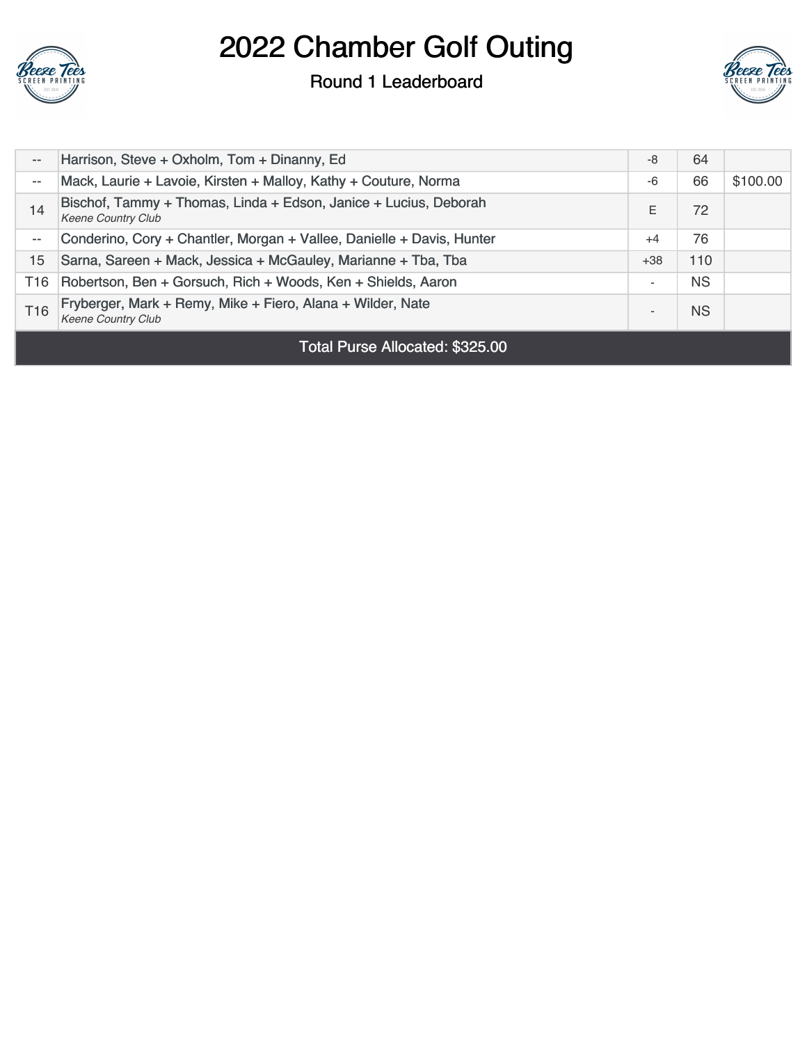# 2022 Chamber Golf Outing

## Round 1 Leaderboard

| | | | | |
|---|---|---|---|---|
| -- | Harrison, Steve + Oxholm, Tom + Dinanny, Ed | -8 | 64 | |
| -- | Mack, Laurie + Lavoie, Kirsten + Malloy, Kathy + Couture, Norma | -6 | 66 | $100.00 |
| 14 | Bischof, Tammy + Thomas, Linda + Edson, Janice + Lucius, Deborah *Keene Country Club* | E | 72 | |
| -- | Conderino, Cory + Chantler, Morgan + Vallee, Danielle + Davis, Hunter | +4 | 76 | |
| 15 | Sarna, Sareen + Mack, Jessica + McGauley, Marianne + Tba, Tba | +38 | 110 | |
| T16 | Robertson, Ben + Gorsuch, Rich + Woods, Ken + Shields, Aaron | - | NS | |
| T16 | Fryberger, Mark + Remy, Mike + Fiero, Alana + Wilder, Nate *Keene Country Club* | - | NS | |

Total Purse Allocated: $325.00